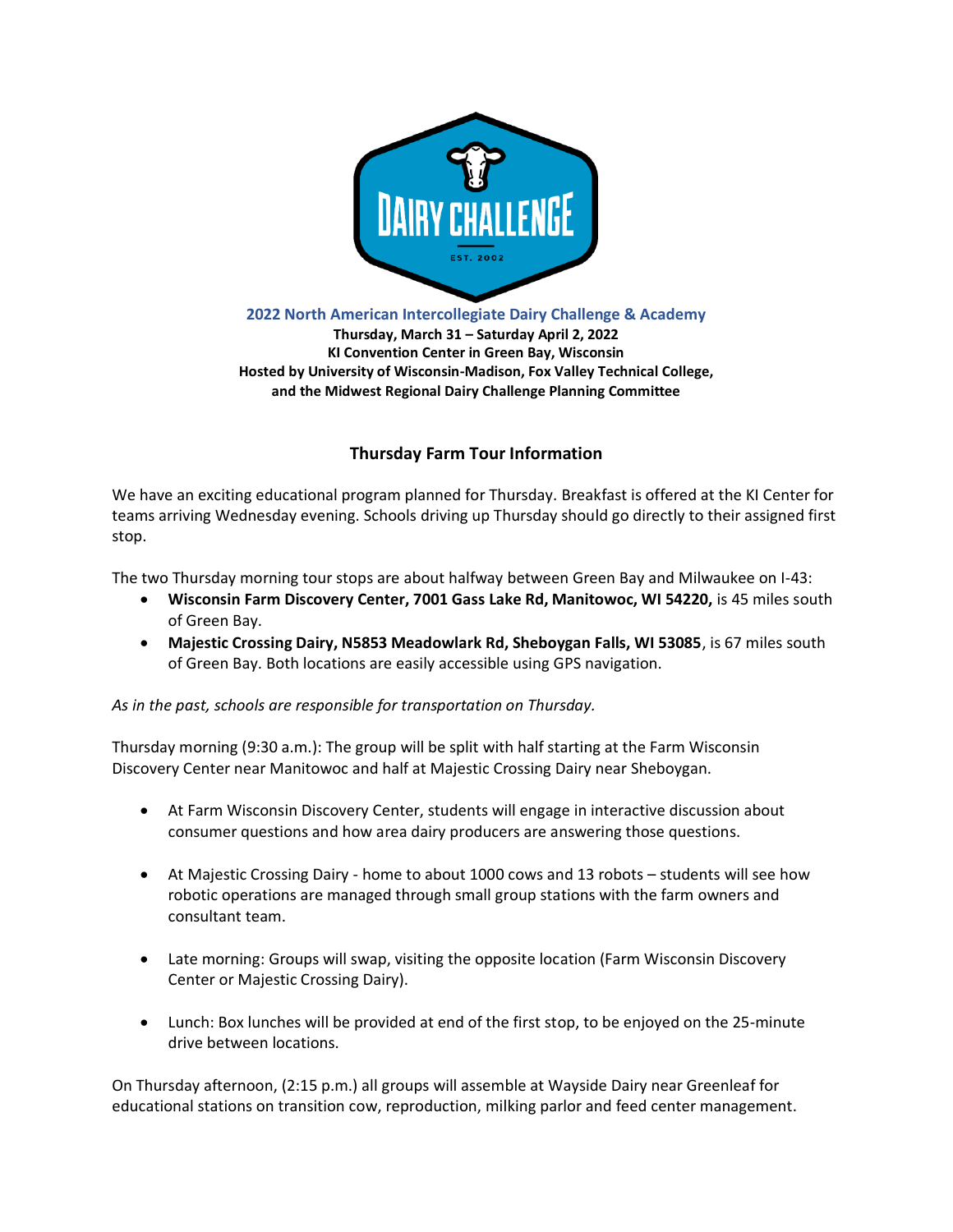**2022 North American Intercollegiate Dairy Challenge & Academy**

**Thursday, March 31 – Saturday April 2, 2022**
**KI Convention Center in Green Bay, Wisconsin**
**Hosted by University of Wisconsin-Madison, Fox Valley Technical College, and the Midwest Regional Dairy Challenge Planning Committee**

## Thursday Farm Tour Information

We have an exciting educational program planned for Thursday. Breakfast is offered at the KI Center for teams arriving Wednesday evening. Schools driving up Thursday should go directly to their assigned first stop.

The two Thursday morning tour stops are about halfway between Green Bay and Milwaukee on I-43:

- **Wisconsin Farm Discovery Center, 7001 Gass Lake Rd, Manitowoc, WI 54220,** is 45 miles south of Green Bay.
- **Majestic Crossing Dairy, N5853 Meadowlark Rd, Sheboygan Falls, WI 53085**, is 67 miles south of Green Bay. Both locations are easily accessible using GPS navigation.

*As in the past, schools are responsible for transportation on Thursday.*

Thursday morning (9:30 a.m.): The group will be split with half starting at the Farm Wisconsin Discovery Center near Manitowoc and half at Majestic Crossing Dairy near Sheboygan.

- At Farm Wisconsin Discovery Center, students will engage in interactive discussion about consumer questions and how area dairy producers are answering those questions.
- At Majestic Crossing Dairy - home to about 1000 cows and 13 robots – students will see how robotic operations are managed through small group stations with the farm owners and consultant team.
- Late morning: Groups will swap, visiting the opposite location (Farm Wisconsin Discovery Center or Majestic Crossing Dairy).
- Lunch: Box lunches will be provided at end of the first stop, to be enjoyed on the 25-minute drive between locations.

On Thursday afternoon, (2:15 p.m.) all groups will assemble at Wayside Dairy near Greenleaf for educational stations on transition cow, reproduction, milking parlor and feed center management.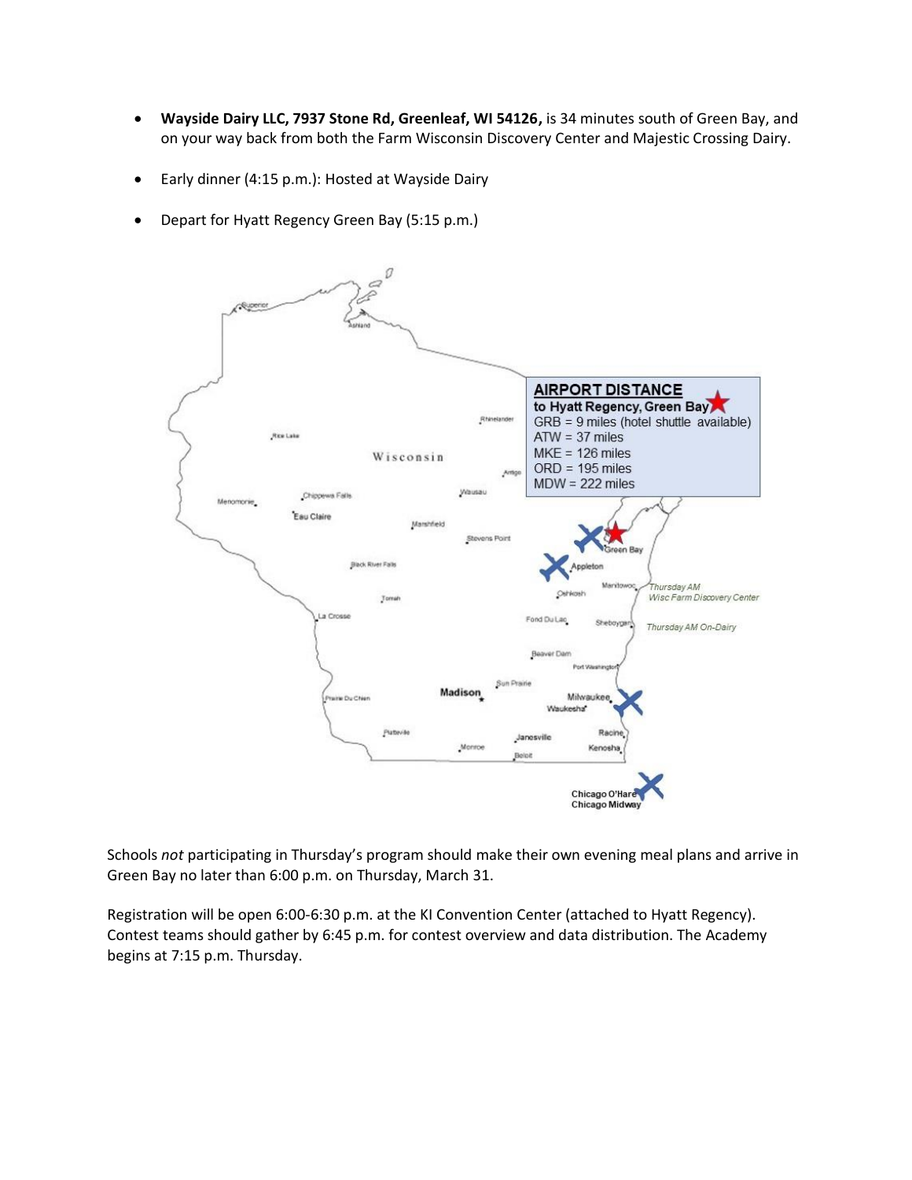- **Wayside Dairy LLC, 7937 Stone Rd, Greenleaf, WI 54126,** is 34 minutes south of Green Bay, and on your way back from both the Farm Wisconsin Discovery Center and Majestic Crossing Dairy.
- Early dinner (4:15 p.m.): Hosted at Wayside Dairy
- Depart for Hyatt Regency Green Bay (5:15 p.m.)

**AIRPORT DISTANCE**
**to Hyatt Regency, Green Bay**
GRB = 9 miles (hotel shuttle available)
ATW = 37 miles
MKE = 126 miles
ORD = 195 miles
MDW = 222 miles

Superior
Ashland
Rhinelander
Rice Lake
Wisconsin
Antigo
Wausau
Menomonie
Chippewa Falls
Eau Claire
Marshfield
Stevens Point
Green Bay
Appleton
Black River Falls
Manitowoc
*Thursday AM*
*Wisc Farm Discovery Center*
Oshkosh
Tomah
La Crosse
Fond Du Lac
Sheboygan
*Thursday AM On-Dairy*
Beaver Dam
Port Washington
Sun Prairie
Madison
Milwaukee
Waukesha
Prairie Du Chien
Platteville
Racine
Janesville
Kenosha
Monroe
Beloit
Chicago O'Hare
Chicago Midway

Schools *not* participating in Thursday's program should make their own evening meal plans and arrive in Green Bay no later than 6:00 p.m. on Thursday, March 31.

Registration will be open 6:00-6:30 p.m. at the KI Convention Center (attached to Hyatt Regency). Contest teams should gather by 6:45 p.m. for contest overview and data distribution. The Academy begins at 7:15 p.m. Thursday.